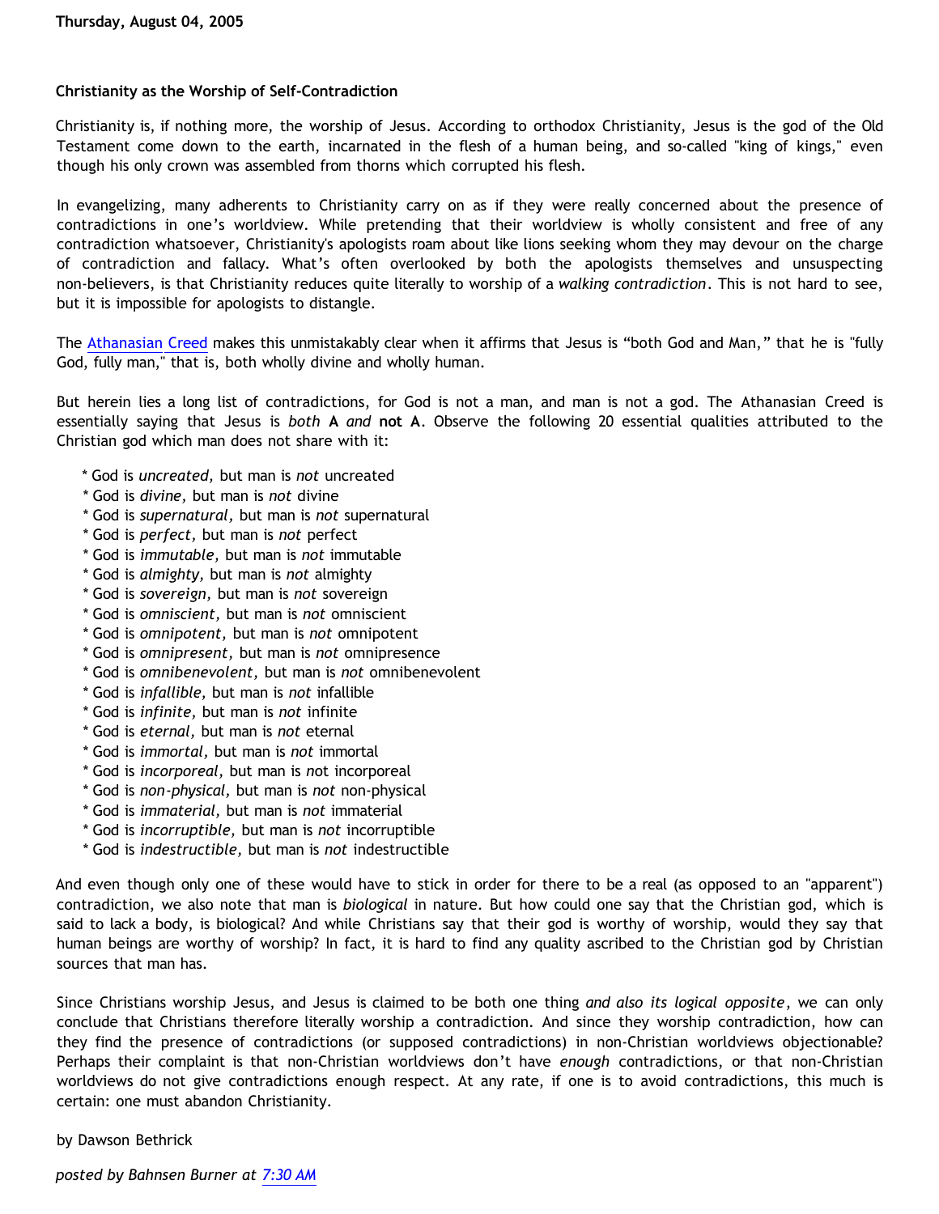Thursday, August 04, 2005

### Christianity as the Worship of Self-Contradiction

Christianity is, if nothing more, the worship of Jesus. According to orthodox Christianity, Jesus is the god of the Old Testament come down to the earth, incarnated in the flesh of a human being, and so-called "king of kings," even though his only crown was assembled from thorns which corrupted his flesh.

In evangelizing, many adherents to Christianity carry on as if they were really concerned about the presence of contradictions in one's worldview. While pretending that their worldview is wholly consistent and free of any contradiction whatsoever, Christianity's apologists roam about like lions seeking whom they may devour on the charge of contradiction and fallacy. What's often overlooked by both the apologists themselves and unsuspecting non-believers, is that Christianity reduces quite literally to worship of a *walking contradiction*. This is not hard to see, but it is impossible for apologists to distangle.

The Athanasian Creed makes this unmistakably clear when it affirms that Jesus is "both God and Man," that he is "fully God, fully man," that is, both wholly divine and wholly human.

But herein lies a long list of contradictions, for God is not a man, and man is not a god. The Athanasian Creed is essentially saying that Jesus is *both* **A** *and* **not A**. Observe the following 20 essential qualities attributed to the Christian god which man does not share with it:

* God is *uncreated,* but man is *not* uncreated
* God is *divine,* but man is *not* divine
* God is *supernatural,* but man is *not* supernatural
* God is *perfect,* but man is *not* perfect
* God is *immutable,* but man is *not* immutable
* God is *almighty,* but man is *not* almighty
* God is *sovereign,* but man is *not* sovereign
* God is *omniscient,* but man is *not* omniscient
* God is *omnipotent,* but man is *not* omnipotent
* God is *omnipresent,* but man is *not* omnipresence
* God is *omnibenevolent,* but man is *not* omnibenevolent
* God is *infallible,* but man is *not* infallible
* God is *infinite,* but man is *not* infinite
* God is *eternal,* but man is *not* eternal
* God is *immortal,* but man is *not* immortal
* God is *incorporeal,* but man is *not* incorporeal
* God is *non-physical,* but man is *not* non-physical
* God is *immaterial,* but man is *not* immaterial
* God is *incorruptible,* but man is *not* incorruptible
* God is *indestructible,* but man is *not* indestructible

And even though only one of these would have to stick in order for there to be a real (as opposed to an "apparent") contradiction, we also note that man is *biological* in nature. But how could one say that the Christian god, which is said to lack a body, is biological? And while Christians say that their god is worthy of worship, would they say that human beings are worthy of worship? In fact, it is hard to find any quality ascribed to the Christian god by Christian sources that man has.

Since Christians worship Jesus, and Jesus is claimed to be both one thing *and also its logical opposite*, we can only conclude that Christians therefore literally worship a contradiction. And since they worship contradiction, how can they find the presence of contradictions (or supposed contradictions) in non-Christian worldviews objectionable? Perhaps their complaint is that non-Christian worldviews don't have *enough* contradictions, or that non-Christian worldviews do not give contradictions enough respect. At any rate, if one is to avoid contradictions, this much is certain: one must abandon Christianity.

by Dawson Bethrick

*posted by Bahnsen Burner at 7:30 AM*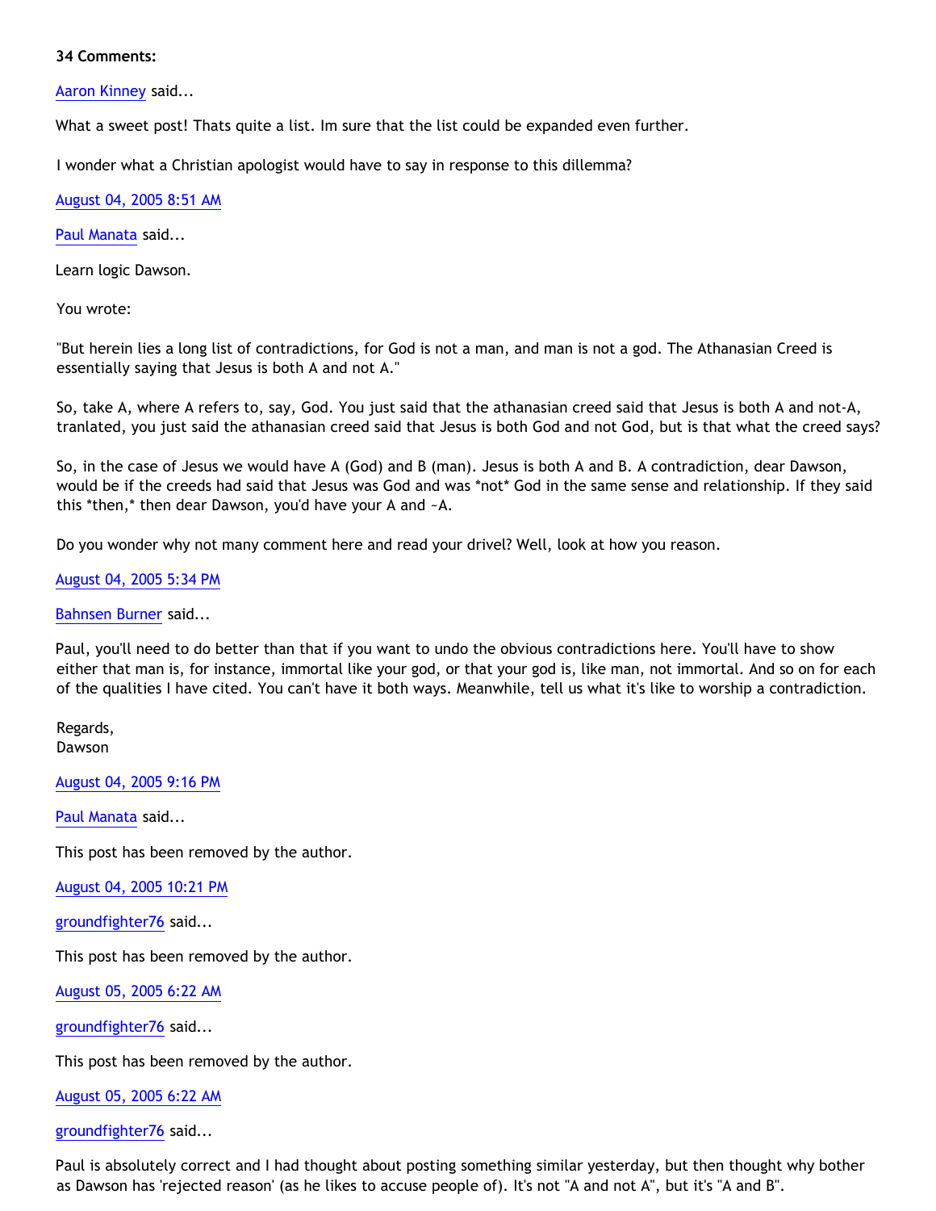**34 Comments:**

Aaron Kinney said...

What a sweet post! Thats quite a list. Im sure that the list could be expanded even further.

I wonder what a Christian apologist would have to say in response to this dillemma?

August 04, 2005 8:51 AM

Paul Manata said...

Learn logic Dawson.

You wrote:

"But herein lies a long list of contradictions, for God is not a man, and man is not a god. The Athanasian Creed is essentially saying that Jesus is both A and not A."

So, take A, where A refers to, say, God. You just said that the athanasian creed said that Jesus is both A and not-A, tranlated, you just said the athanasian creed said that Jesus is both God and not God, but is that what the creed says?

So, in the case of Jesus we would have A (God) and B (man). Jesus is both A and B. A contradiction, dear Dawson, would be if the creeds had said that Jesus was God and was *not* God in the same sense and relationship. If they said this *then,* then dear Dawson, you'd have your A and ~A.

Do you wonder why not many comment here and read your drivel? Well, look at how you reason.

August 04, 2005 5:34 PM

Bahnsen Burner said...

Paul, you'll need to do better than that if you want to undo the obvious contradictions here. You'll have to show either that man is, for instance, immortal like your god, or that your god is, like man, not immortal. And so on for each of the qualities I have cited. You can't have it both ways. Meanwhile, tell us what it's like to worship a contradiction.

Regards,
Dawson

August 04, 2005 9:16 PM

Paul Manata said...

This post has been removed by the author.

August 04, 2005 10:21 PM

groundfighter76 said...

This post has been removed by the author.

August 05, 2005 6:22 AM

groundfighter76 said...

This post has been removed by the author.

August 05, 2005 6:22 AM

groundfighter76 said...

Paul is absolutely correct and I had thought about posting something similar yesterday, but then thought why bother as Dawson has 'rejected reason' (as he likes to accuse people of). It's not "A and not A", but it's "A and B".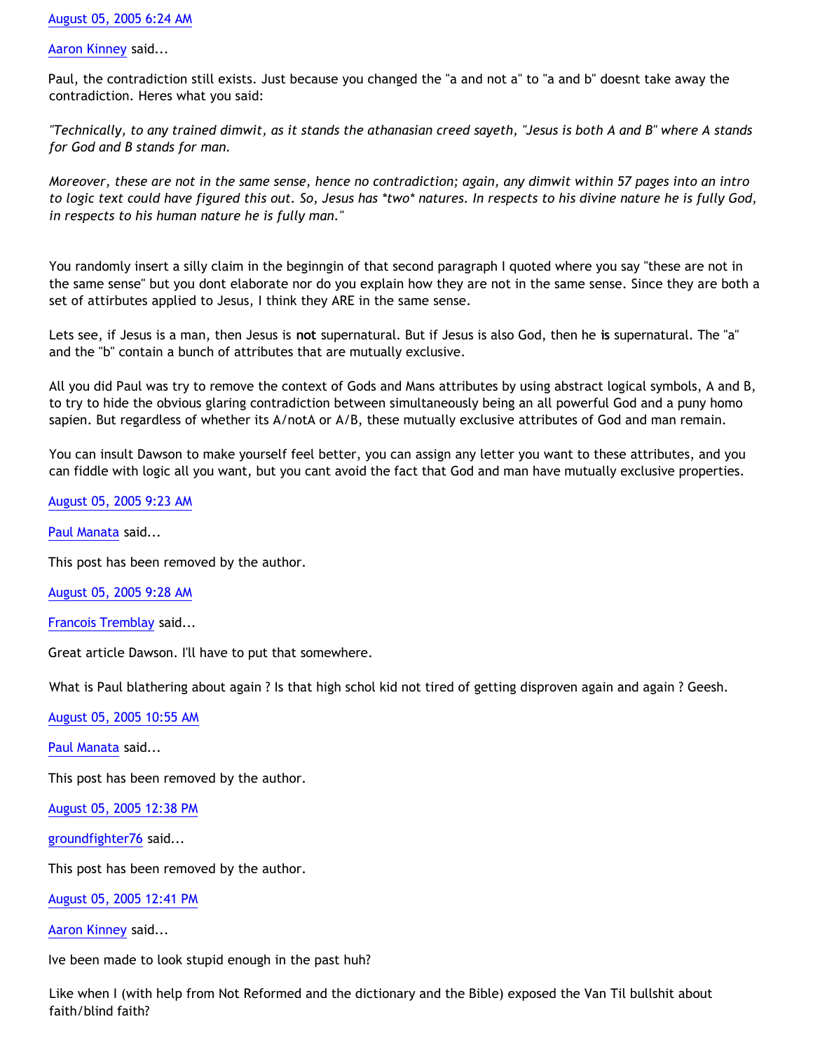August 05, 2005 6:24 AM

Aaron Kinney said...

Paul, the contradiction still exists. Just because you changed the "a and not a" to "a and b" doesnt take away the contradiction. Heres what you said:

*"Technically, to any trained dimwit, as it stands the athanasian creed sayeth, "Jesus is both A and B" where A stands for God and B stands for man.*

*Moreover, these are not in the same sense, hence no contradiction; again, any dimwit within 57 pages into an intro to logic text could have figured this out. So, Jesus has *two* natures. In respects to his divine nature he is fully God, in respects to his human nature he is fully man."*

You randomly insert a silly claim in the beginngin of that second paragraph I quoted where you say "these are not in the same sense" but you dont elaborate nor do you explain how they are not in the same sense. Since they are both a set of attirbutes applied to Jesus, I think they ARE in the same sense.

Lets see, if Jesus is a man, then Jesus is **not** supernatural. But if Jesus is also God, then he **is** supernatural. The "a" and the "b" contain a bunch of attributes that are mutually exclusive.

All you did Paul was try to remove the context of Gods and Mans attributes by using abstract logical symbols, A and B, to try to hide the obvious glaring contradiction between simultaneously being an all powerful God and a puny homo sapien. But regardless of whether its A/notA or A/B, these mutually exclusive attributes of God and man remain.

You can insult Dawson to make yourself feel better, you can assign any letter you want to these attributes, and you can fiddle with logic all you want, but you cant avoid the fact that God and man have mutually exclusive properties.

August 05, 2005 9:23 AM

Paul Manata said...

This post has been removed by the author.

August 05, 2005 9:28 AM

Francois Tremblay said...

Great article Dawson. I'll have to put that somewhere.

What is Paul blathering about again ? Is that high schol kid not tired of getting disproven again and again ? Geesh.

August 05, 2005 10:55 AM

Paul Manata said...

This post has been removed by the author.

August 05, 2005 12:38 PM

groundfighter76 said...

This post has been removed by the author.

August 05, 2005 12:41 PM

Aaron Kinney said...

Ive been made to look stupid enough in the past huh?

Like when I (with help from Not Reformed and the dictionary and the Bible) exposed the Van Til bullshit about faith/blind faith?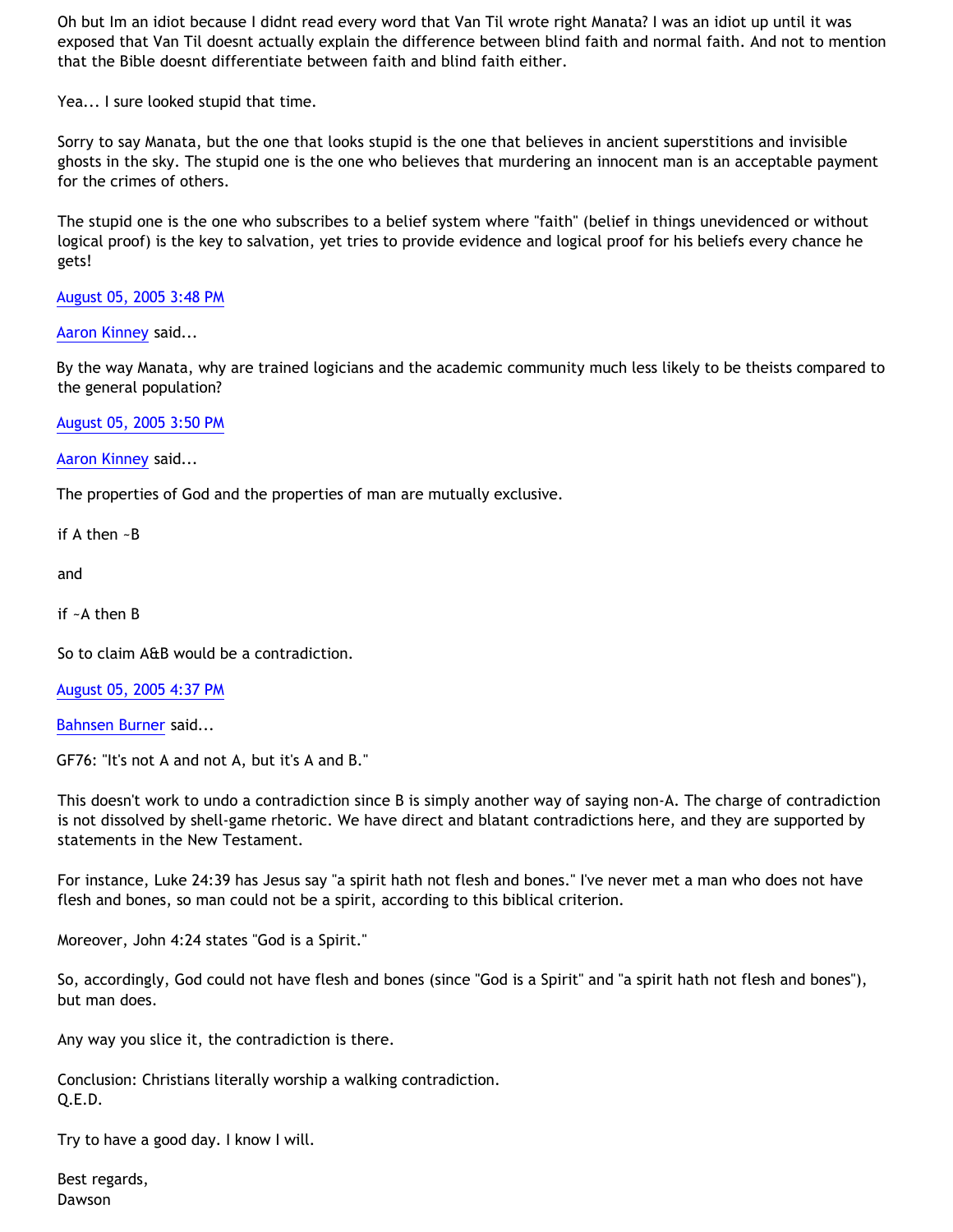Oh but Im an idiot because I didnt read every word that Van Til wrote right Manata? I was an idiot up until it was exposed that Van Til doesnt actually explain the difference between blind faith and normal faith. And not to mention that the Bible doesnt differentiate between faith and blind faith either.

Yea... I sure looked stupid that time.

Sorry to say Manata, but the one that looks stupid is the one that believes in ancient superstitions and invisible ghosts in the sky. The stupid one is the one who believes that murdering an innocent man is an acceptable payment for the crimes of others.

The stupid one is the one who subscribes to a belief system where "faith" (belief in things unevidenced or without logical proof) is the key to salvation, yet tries to provide evidence and logical proof for his beliefs every chance he gets!

August 05, 2005 3:48 PM

Aaron Kinney said...

By the way Manata, why are trained logicians and the academic community much less likely to be theists compared to the general population?

August 05, 2005 3:50 PM

Aaron Kinney said...

The properties of God and the properties of man are mutually exclusive.

if A then ~B

and

if ~A then B

So to claim A&B would be a contradiction.

August 05, 2005 4:37 PM

Bahnsen Burner said...

GF76: "It's not A and not A, but it's A and B."

This doesn't work to undo a contradiction since B is simply another way of saying non-A. The charge of contradiction is not dissolved by shell-game rhetoric. We have direct and blatant contradictions here, and they are supported by statements in the New Testament.

For instance, Luke 24:39 has Jesus say "a spirit hath not flesh and bones." I've never met a man who does not have flesh and bones, so man could not be a spirit, according to this biblical criterion.

Moreover, John 4:24 states "God is a Spirit."

So, accordingly, God could not have flesh and bones (since "God is a Spirit" and "a spirit hath not flesh and bones"), but man does.

Any way you slice it, the contradiction is there.

Conclusion: Christians literally worship a walking contradiction.
Q.E.D.

Try to have a good day. I know I will.

Best regards,
Dawson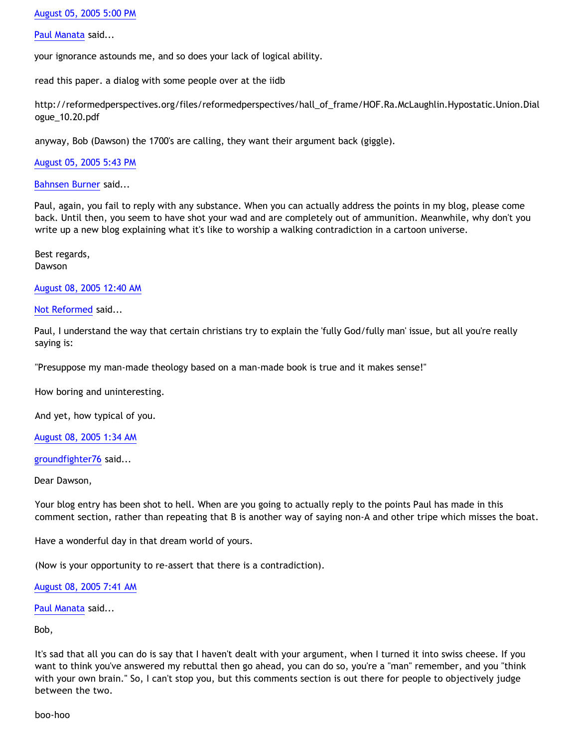August 05, 2005 5:00 PM

Paul Manata said...

your ignorance astounds me, and so does your lack of logical ability.

read this paper. a dialog with some people over at the iidb

http://reformedperspectives.org/files/reformedperspectives/hall_of_frame/HOF.Ra.McLaughlin.Hypostatic.Union.Dialogue_10.20.pdf

anyway, Bob (Dawson) the 1700's are calling, they want their argument back (giggle).

August 05, 2005 5:43 PM

Bahnsen Burner said...

Paul, again, you fail to reply with any substance. When you can actually address the points in my blog, please come back. Until then, you seem to have shot your wad and are completely out of ammunition. Meanwhile, why don't you write up a new blog explaining what it's like to worship a walking contradiction in a cartoon universe.

Best regards,
Dawson

August 08, 2005 12:40 AM

Not Reformed said...

Paul, I understand the way that certain christians try to explain the 'fully God/fully man' issue, but all you're really saying is:

"Presuppose my man-made theology based on a man-made book is true and it makes sense!"

How boring and uninteresting.

And yet, how typical of you.

August 08, 2005 1:34 AM

groundfighter76 said...

Dear Dawson,

Your blog entry has been shot to hell. When are you going to actually reply to the points Paul has made in this comment section, rather than repeating that B is another way of saying non-A and other tripe which misses the boat.

Have a wonderful day in that dream world of yours.

(Now is your opportunity to re-assert that there is a contradiction).

August 08, 2005 7:41 AM

Paul Manata said...

Bob,

It's sad that all you can do is say that I haven't dealt with your argument, when I turned it into swiss cheese. If you want to think you've answered my rebuttal then go ahead, you can do so, you're a "man" remember, and you "think with your own brain." So, I can't stop you, but this comments section is out there for people to objectively judge between the two.

boo-hoo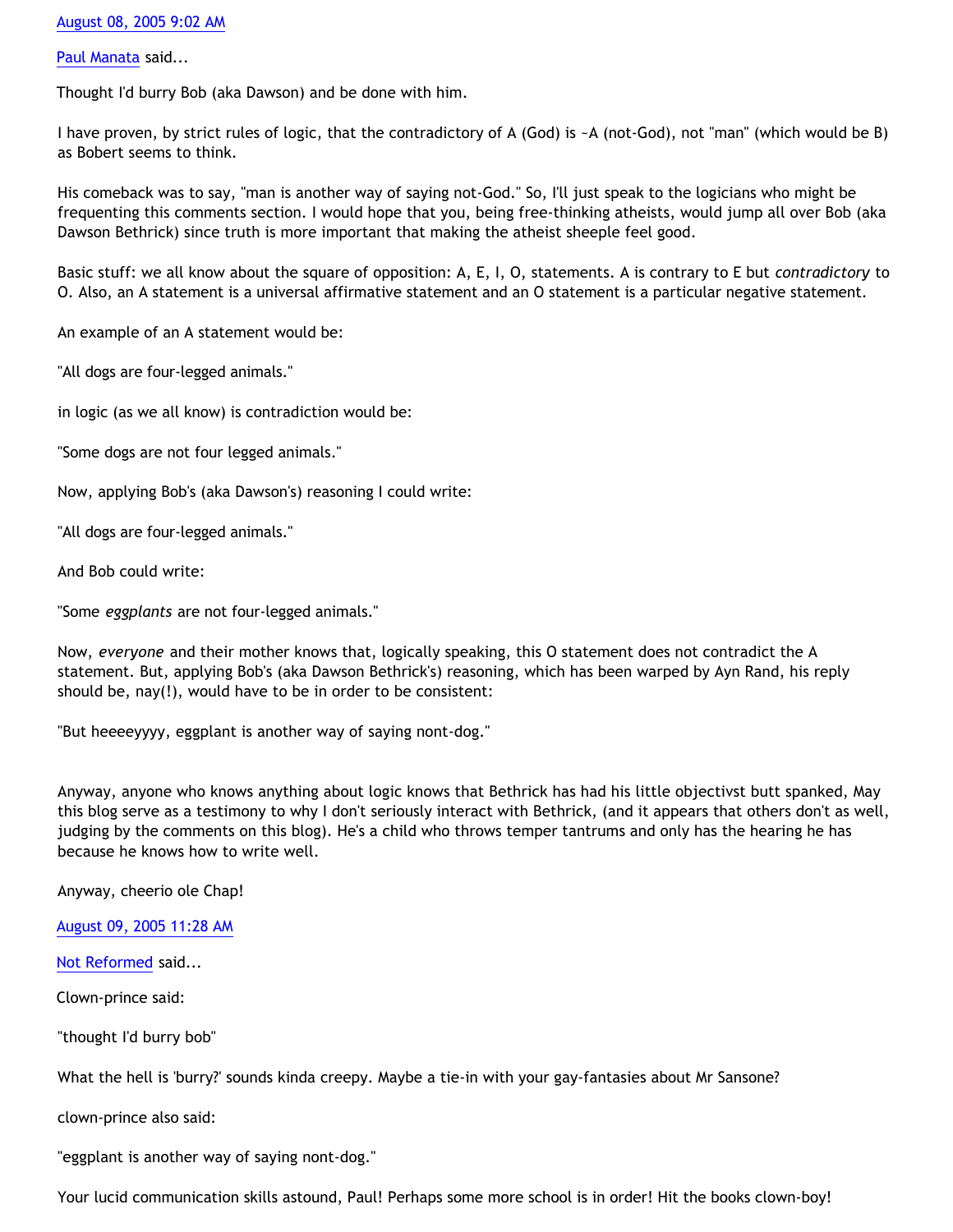August 08, 2005 9:02 AM

Paul Manata said...

Thought I'd burry Bob (aka Dawson) and be done with him.

I have proven, by strict rules of logic, that the contradictory of A (God) is ~A (not-God), not "man" (which would be B) as Bobert seems to think.

His comeback was to say, "man is another way of saying not-God." So, I'll just speak to the logicians who might be frequenting this comments section. I would hope that you, being free-thinking atheists, would jump all over Bob (aka Dawson Bethrick) since truth is more important that making the atheist sheeple feel good.

Basic stuff: we all know about the square of opposition: A, E, I, O, statements. A is contrary to E but *contradictory* to O. Also, an A statement is a universal affirmative statement and an O statement is a particular negative statement.

An example of an A statement would be:

"All dogs are four-legged animals."

in logic (as we all know) is contradiction would be:

"Some dogs are not four legged animals."

Now, applying Bob's (aka Dawson's) reasoning I could write:

"All dogs are four-legged animals."

And Bob could write:

"Some *eggplants* are not four-legged animals."

Now, *everyone* and their mother knows that, logically speaking, this O statement does not contradict the A statement. But, applying Bob's (aka Dawson Bethrick's) reasoning, which has been warped by Ayn Rand, his reply should be, nay(!), would have to be in order to be consistent:

"But heeeeyyyy, eggplant is another way of saying nont-dog."

Anyway, anyone who knows anything about logic knows that Bethrick has had his little objectivst butt spanked, May this blog serve as a testimony to why I don't seriously interact with Bethrick, (and it appears that others don't as well, judging by the comments on this blog). He's a child who throws temper tantrums and only has the hearing he has because he knows how to write well.

Anyway, cheerio ole Chap!

August 09, 2005 11:28 AM

Not Reformed said...

Clown-prince said:

"thought I'd burry bob"

What the hell is 'burry?' sounds kinda creepy. Maybe a tie-in with your gay-fantasies about Mr Sansone?

clown-prince also said:

"eggplant is another way of saying nont-dog."

Your lucid communication skills astound, Paul! Perhaps some more school is in order! Hit the books clown-boy!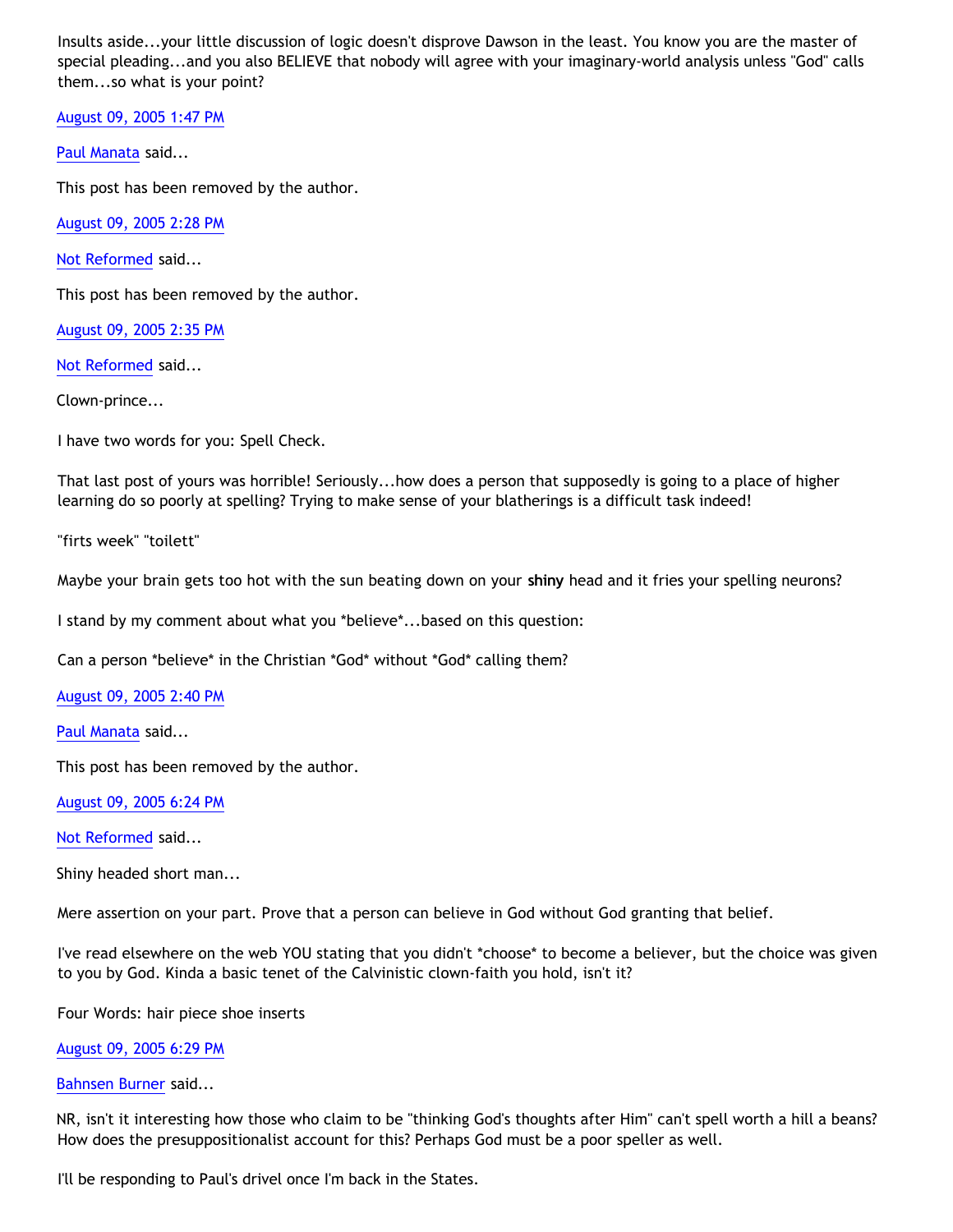Insults aside...your little discussion of logic doesn't disprove Dawson in the least. You know you are the master of special pleading...and you also BELIEVE that nobody will agree with your imaginary-world analysis unless "God" calls them...so what is your point?

August 09, 2005 1:47 PM

Paul Manata said...

This post has been removed by the author.

August 09, 2005 2:28 PM

Not Reformed said...

This post has been removed by the author.

August 09, 2005 2:35 PM

Not Reformed said...

Clown-prince...

I have two words for you: Spell Check.

That last post of yours was horrible! Seriously...how does a person that supposedly is going to a place of higher learning do so poorly at spelling? Trying to make sense of your blatherings is a difficult task indeed!

"firts week" "toilett"

Maybe your brain gets too hot with the sun beating down on your **shiny** head and it fries your spelling neurons?

I stand by my comment about what you *believe*...based on this question:

Can a person *believe* in the Christian *God* without *God* calling them?

August 09, 2005 2:40 PM

Paul Manata said...

This post has been removed by the author.

August 09, 2005 6:24 PM

Not Reformed said...

Shiny headed short man...

Mere assertion on your part. Prove that a person can believe in God without God granting that belief.

I've read elsewhere on the web YOU stating that you didn't *choose* to become a believer, but the choice was given to you by God. Kinda a basic tenet of the Calvinistic clown-faith you hold, isn't it?

Four Words: hair piece shoe inserts

August 09, 2005 6:29 PM

Bahnsen Burner said...

NR, isn't it interesting how those who claim to be "thinking God's thoughts after Him" can't spell worth a hill a beans? How does the presuppositionalist account for this? Perhaps God must be a poor speller as well.

I'll be responding to Paul's drivel once I'm back in the States.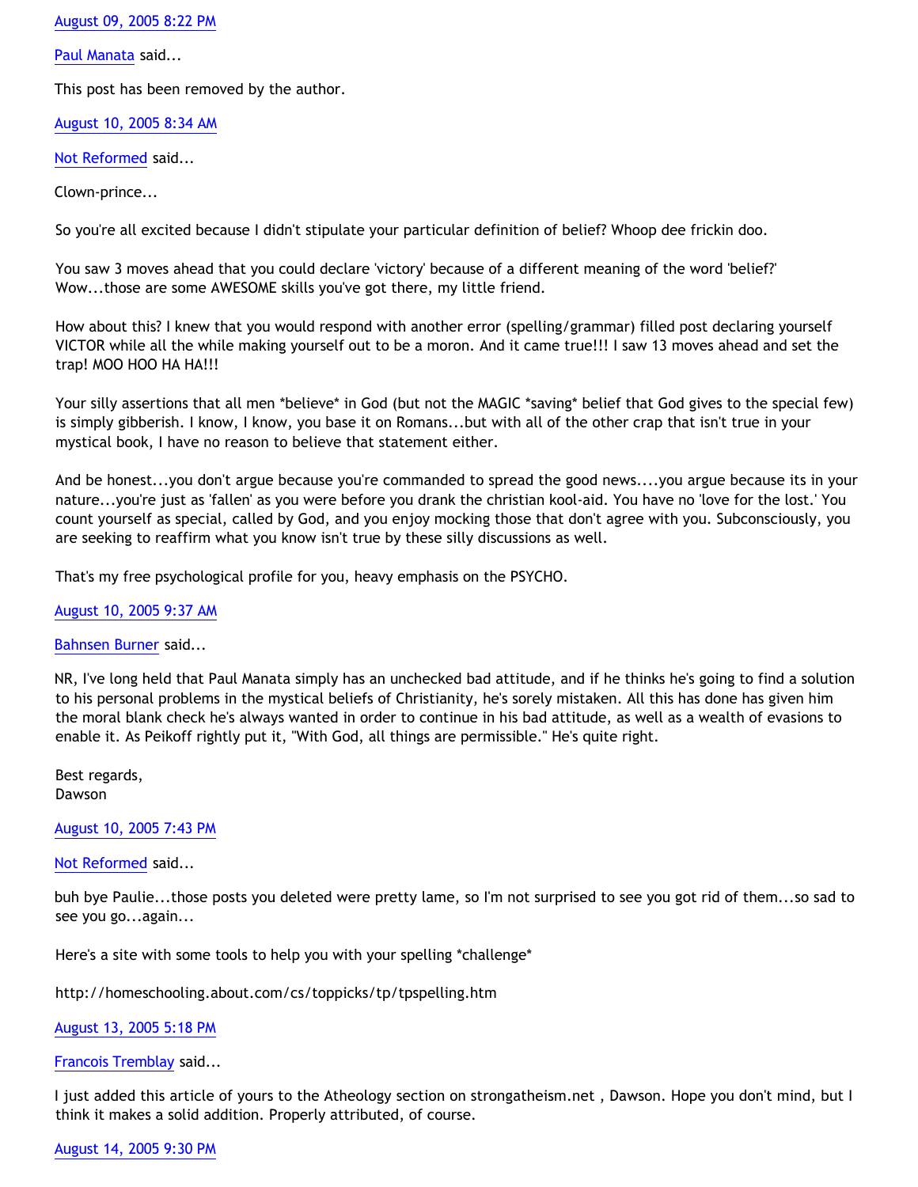August 09, 2005 8:22 PM

Paul Manata said...

This post has been removed by the author.

August 10, 2005 8:34 AM

Not Reformed said...

Clown-prince...

So you're all excited because I didn't stipulate your particular definition of belief? Whoop dee frickin doo.

You saw 3 moves ahead that you could declare 'victory' because of a different meaning of the word 'belief?' Wow...those are some AWESOME skills you've got there, my little friend.

How about this? I knew that you would respond with another error (spelling/grammar) filled post declaring yourself VICTOR while all the while making yourself out to be a moron. And it came true!!! I saw 13 moves ahead and set the trap! MOO HOO HA HA!!!

Your silly assertions that all men *believe* in God (but not the MAGIC *saving* belief that God gives to the special few) is simply gibberish. I know, I know, you base it on Romans...but with all of the other crap that isn't true in your mystical book, I have no reason to believe that statement either.

And be honest...you don't argue because you're commanded to spread the good news....you argue because its in your nature...you're just as 'fallen' as you were before you drank the christian kool-aid. You have no 'love for the lost.' You count yourself as special, called by God, and you enjoy mocking those that don't agree with you. Subconsciously, you are seeking to reaffirm what you know isn't true by these silly discussions as well.

That's my free psychological profile for you, heavy emphasis on the PSYCHO.

August 10, 2005 9:37 AM

Bahnsen Burner said...

NR, I've long held that Paul Manata simply has an unchecked bad attitude, and if he thinks he's going to find a solution to his personal problems in the mystical beliefs of Christianity, he's sorely mistaken. All this has done has given him the moral blank check he's always wanted in order to continue in his bad attitude, as well as a wealth of evasions to enable it. As Peikoff rightly put it, "With God, all things are permissible." He's quite right.

Best regards,
Dawson

August 10, 2005 7:43 PM

Not Reformed said...

buh bye Paulie...those posts you deleted were pretty lame, so I'm not surprised to see you got rid of them...so sad to see you go...again...

Here's a site with some tools to help you with your spelling *challenge*

http://homeschooling.about.com/cs/toppicks/tp/tpspelling.htm

August 13, 2005 5:18 PM

Francois Tremblay said...

I just added this article of yours to the Atheology section on strongatheism.net , Dawson. Hope you don't mind, but I think it makes a solid addition. Properly attributed, of course.

August 14, 2005 9:30 PM